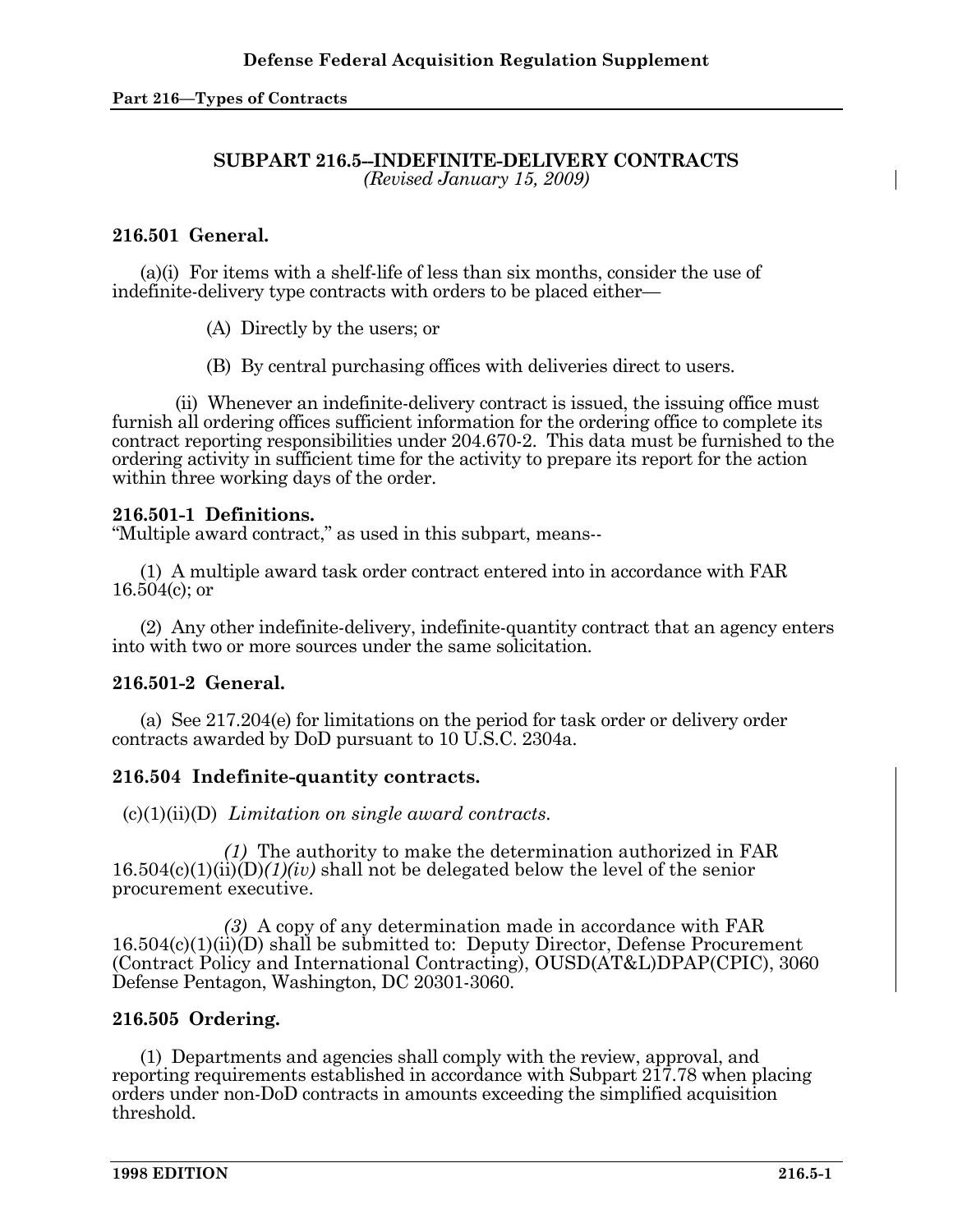## SUBPART 216.5--INDEFINITE-DELIVERY CONTRACTS

*(Revised January 15, 2009)*

### 216.501 General.

(a)(i) For items with a shelf-life of less than six months, consider the use of indefinite-delivery type contracts with orders to be placed either—

(A) Directly by the users; or

(B) By central purchasing offices with deliveries direct to users.

(ii) Whenever an indefinite-delivery contract is issued, the issuing office must furnish all ordering offices sufficient information for the ordering office to complete its contract reporting responsibilities under 204.670-2. This data must be furnished to the ordering activity in sufficient time for the activity to prepare its report for the action within three working days of the order.

### 216.501-1 Definitions.

"Multiple award contract," as used in this subpart, means--

(1) A multiple award task order contract entered into in accordance with FAR 16.504(c); or

(2) Any other indefinite-delivery, indefinite-quantity contract that an agency enters into with two or more sources under the same solicitation.

### 216.501-2 General.

(a) See 217.204(e) for limitations on the period for task order or delivery order contracts awarded by DoD pursuant to 10 U.S.C. 2304a.

### 216.504 Indefinite-quantity contracts.

(c)(1)(ii)(D) *Limitation on single award contracts.*

*(1)* The authority to make the determination authorized in FAR 16.504(c)(1)(ii)(D)*(1)(iv)* shall not be delegated below the level of the senior procurement executive.

*(3)* A copy of any determination made in accordance with FAR 16.504(c)(1)(ii)(D) shall be submitted to: Deputy Director, Defense Procurement (Contract Policy and International Contracting), OUSD(AT&L)DPAP(CPIC), 3060 Defense Pentagon, Washington, DC 20301-3060.

### 216.505 Ordering.

(1) Departments and agencies shall comply with the review, approval, and reporting requirements established in accordance with Subpart 217.78 when placing orders under non-DoD contracts in amounts exceeding the simplified acquisition threshold.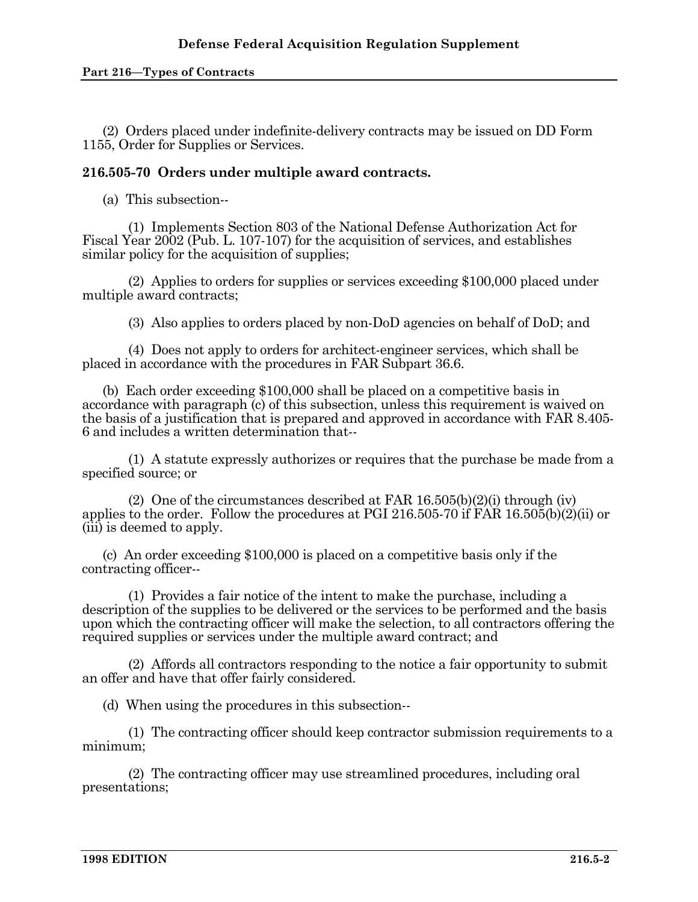(2) Orders placed under indefinite-delivery contracts may be issued on DD Form 1155, Order for Supplies or Services.

**216.505-70 Orders under multiple award contracts.**

(a) This subsection--

(1) Implements Section 803 of the National Defense Authorization Act for Fiscal Year 2002 (Pub. L. 107-107) for the acquisition of services, and establishes similar policy for the acquisition of supplies;

(2) Applies to orders for supplies or services exceeding $100,000 placed under multiple award contracts;

(3) Also applies to orders placed by non-DoD agencies on behalf of DoD; and

(4) Does not apply to orders for architect-engineer services, which shall be placed in accordance with the procedures in FAR Subpart 36.6.

(b) Each order exceeding $100,000 shall be placed on a competitive basis in accordance with paragraph (c) of this subsection, unless this requirement is waived on the basis of a justification that is prepared and approved in accordance with FAR 8.405-6 and includes a written determination that--

(1) A statute expressly authorizes or requires that the purchase be made from a specified source; or

(2) One of the circumstances described at FAR 16.505(b)(2)(i) through (iv) applies to the order. Follow the procedures at PGI 216.505-70 if FAR 16.505(b)(2)(ii) or (iii) is deemed to apply.

(c) An order exceeding $100,000 is placed on a competitive basis only if the contracting officer--

(1) Provides a fair notice of the intent to make the purchase, including a description of the supplies to be delivered or the services to be performed and the basis upon which the contracting officer will make the selection, to all contractors offering the required supplies or services under the multiple award contract; and

(2) Affords all contractors responding to the notice a fair opportunity to submit an offer and have that offer fairly considered.

(d) When using the procedures in this subsection--

(1) The contracting officer should keep contractor submission requirements to a minimum;

(2) The contracting officer may use streamlined procedures, including oral presentations;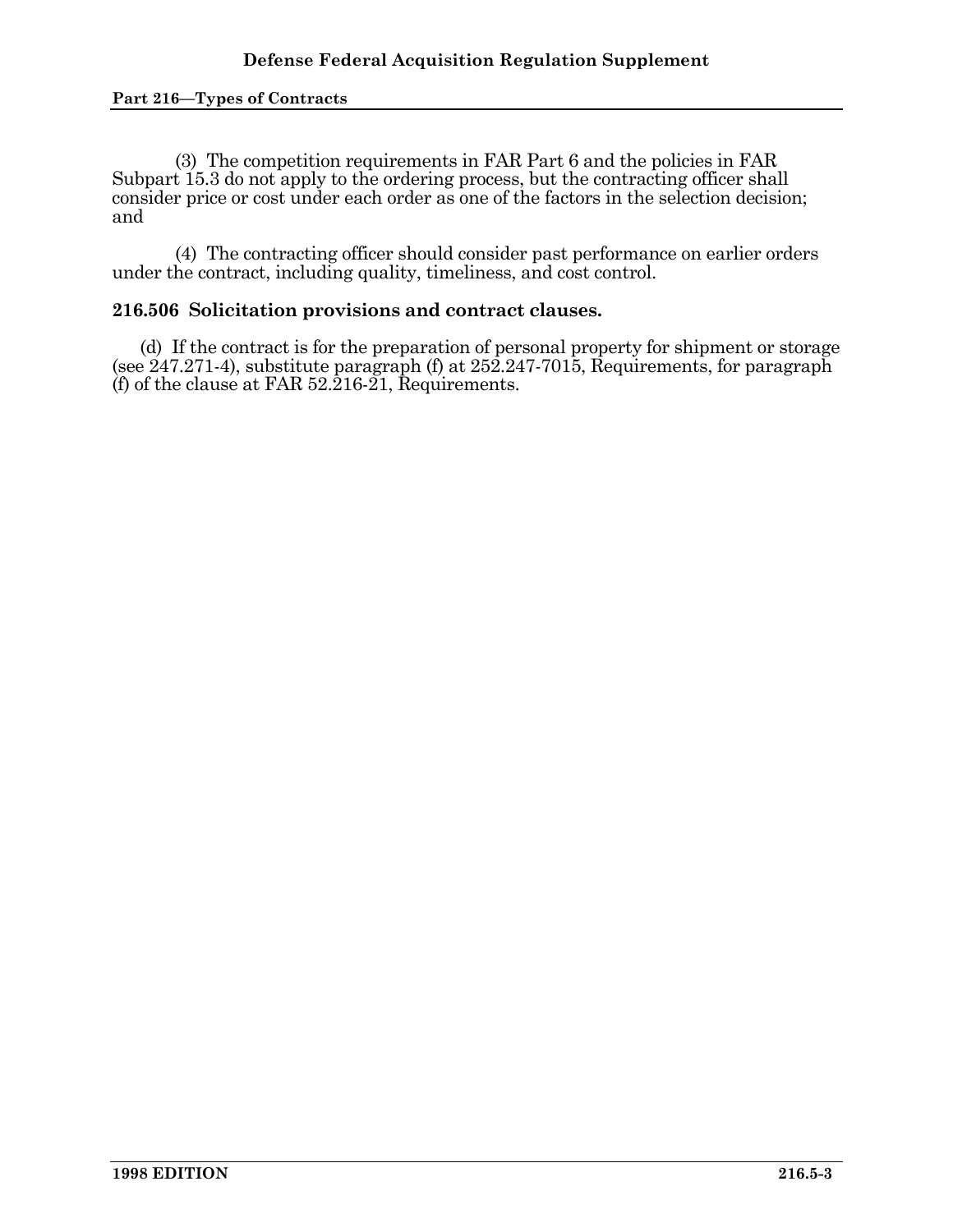(3) The competition requirements in FAR Part 6 and the policies in FAR Subpart 15.3 do not apply to the ordering process, but the contracting officer shall consider price or cost under each order as one of the factors in the selection decision; and

(4) The contracting officer should consider past performance on earlier orders under the contract, including quality, timeliness, and cost control.

## 216.506 Solicitation provisions and contract clauses.

(d) If the contract is for the preparation of personal property for shipment or storage (see 247.271-4), substitute paragraph (f) at 252.247-7015, Requirements, for paragraph (f) of the clause at FAR 52.216-21, Requirements.